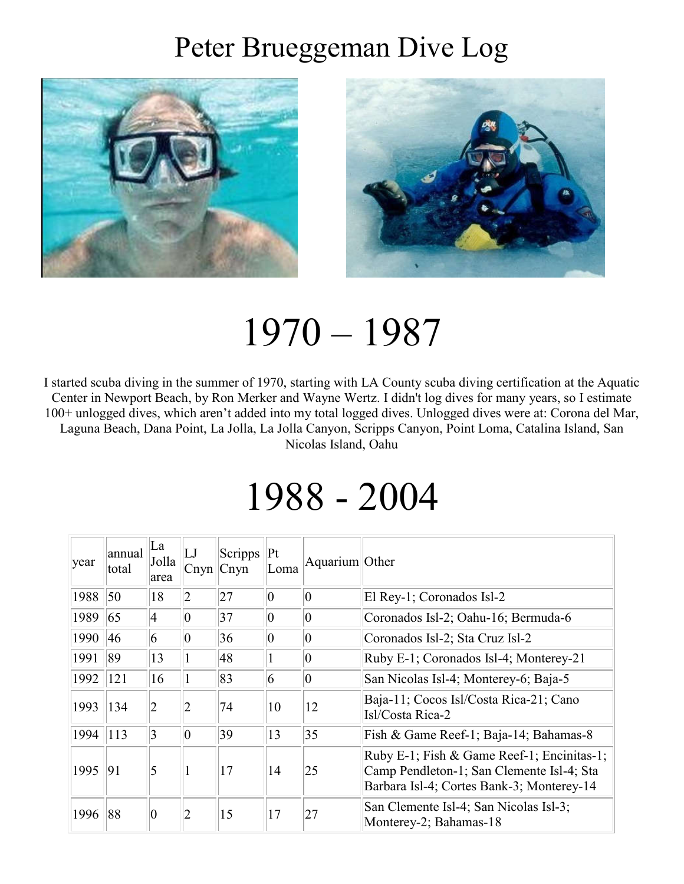# Peter Brueggeman Dive Log

# 1970 – 1987

I started scuba diving in the summer of 1970, starting with LA County scuba diving certification at the Aquatic Center in Newport Beach, by Ron Merker and Wayne Wertz. I didn't log dives for many years, so I estimate 100+ unlogged dives, which aren't added into my total logged dives. Unlogged dives were at: Corona del Mar, Laguna Beach, Dana Point, La Jolla, La Jolla Canyon, Scripps Canyon, Point Loma, Catalina Island, San Nicolas Island, Oahu

# 1988 - 2004

| year | annual total | La Jolla area | LJ Cnyn | Scripps Cnyn | Pt Loma | Aquarium | Other |
|---|---|---|---|---|---|---|---|
| 1988 | 50 | 18 | 2 | 27 | 0 | 0 | El Rey-1; Coronados Isl-2 |
| 1989 | 65 | 4 | 0 | 37 | 0 | 0 | Coronados Isl-2; Oahu-16; Bermuda-6 |
| 1990 | 46 | 6 | 0 | 36 | 0 | 0 | Coronados Isl-2; Sta Cruz Isl-2 |
| 1991 | 89 | 13 | 1 | 48 | 1 | 0 | Ruby E-1; Coronados Isl-4; Monterey-21 |
| 1992 | 121 | 16 | 1 | 83 | 6 | 0 | San Nicolas Isl-4; Monterey-6; Baja-5 |
| 1993 | 134 | 2 | 2 | 74 | 10 | 12 | Baja-11; Cocos Isl/Costa Rica-21; Cano Isl/Costa Rica-2 |
| 1994 | 113 | 3 | 0 | 39 | 13 | 35 | Fish & Game Reef-1; Baja-14; Bahamas-8 |
| 1995 | 91 | 5 | 1 | 17 | 14 | 25 | Ruby E-1; Fish & Game Reef-1; Encinitas-1; Camp Pendleton-1; San Clemente Isl-4; Sta Barbara Isl-4; Cortes Bank-3; Monterey-14 |
| 1996 | 88 | 0 | 2 | 15 | 17 | 27 | San Clemente Isl-4; San Nicolas Isl-3; Monterey-2; Bahamas-18 |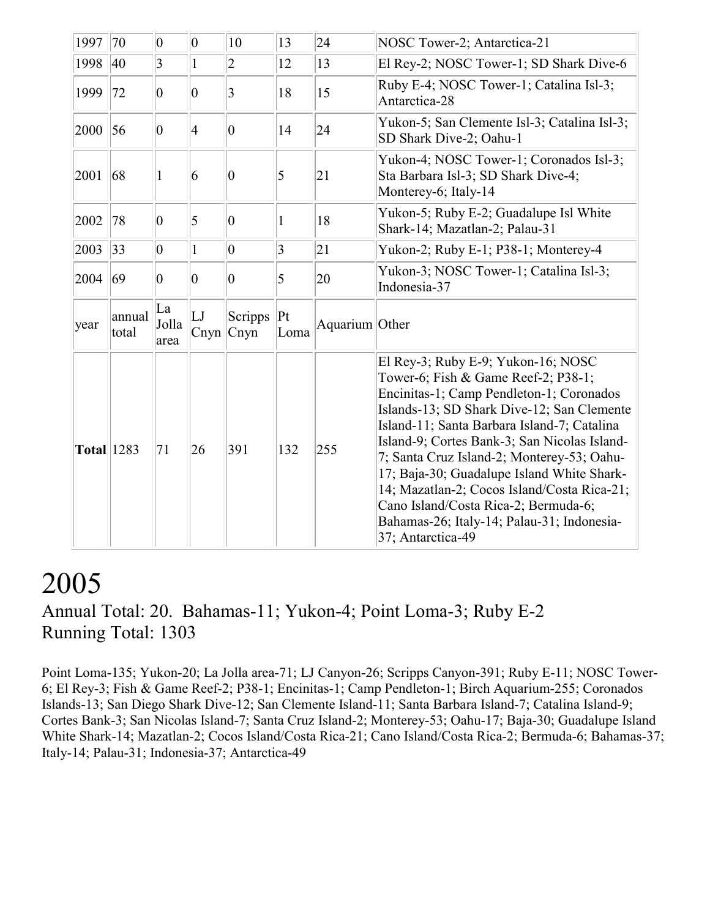| 1997 | 70 | 0 | 0 | 10 | 13 | 24 | NOSC Tower-2; Antarctica-21 |
|---|---|---|---|---|---|---|---|
| 1998 | 40 | 3 | 1 | 2 | 12 | 13 | El Rey-2; NOSC Tower-1; SD Shark Dive-6 |
| 1999 | 72 | 0 | 0 | 3 | 18 | 15 | Ruby E-4; NOSC Tower-1; Catalina Isl-3; Antarctica-28 |
| 2000 | 56 | 0 | 4 | 0 | 14 | 24 | Yukon-5; San Clemente Isl-3; Catalina Isl-3; SD Shark Dive-2; Oahu-1 |
| 2001 | 68 | 1 | 6 | 0 | 5 | 21 | Yukon-4; NOSC Tower-1; Coronados Isl-3; Sta Barbara Isl-3; SD Shark Dive-4; Monterey-6; Italy-14 |
| 2002 | 78 | 0 | 5 | 0 | 1 | 18 | Yukon-5; Ruby E-2; Guadalupe Isl White Shark-14; Mazatlan-2; Palau-31 |
| 2003 | 33 | 0 | 1 | 0 | 3 | 21 | Yukon-2; Ruby E-1; P38-1; Monterey-4 |
| 2004 | 69 | 0 | 0 | 0 | 5 | 20 | Yukon-3; NOSC Tower-1; Catalina Isl-3; Indonesia-37 |
| year | annual total | La Jolla area | LJ Cnyn | Scripps Cnyn | Pt Loma | Aquarium | Other |
| **Total** | 1283 | 71 | 26 | 391 | 132 | 255 | El Rey-3; Ruby E-9; Yukon-16; NOSC Tower-6; Fish & Game Reef-2; P38-1; Encinitas-1; Camp Pendleton-1; Coronados Islands-13; SD Shark Dive-12; San Clemente Island-11; Santa Barbara Island-7; Catalina Island-9; Cortes Bank-3; San Nicolas Island-7; Santa Cruz Island-2; Monterey-53; Oahu-17; Baja-30; Guadalupe Island White Shark-14; Mazatlan-2; Cocos Island/Costa Rica-21; Cano Island/Costa Rica-2; Bermuda-6; Bahamas-26; Italy-14; Palau-31; Indonesia-37; Antarctica-49 |

# 2005

## Annual Total: 20. Bahamas-11; Yukon-4; Point Loma-3; Ruby E-2
## Running Total: 1303

Point Loma-135; Yukon-20; La Jolla area-71; LJ Canyon-26; Scripps Canyon-391; Ruby E-11; NOSC Tower-6; El Rey-3; Fish & Game Reef-2; P38-1; Encinitas-1; Camp Pendleton-1; Birch Aquarium-255; Coronados Islands-13; San Diego Shark Dive-12; San Clemente Island-11; Santa Barbara Island-7; Catalina Island-9; Cortes Bank-3; San Nicolas Island-7; Santa Cruz Island-2; Monterey-53; Oahu-17; Baja-30; Guadalupe Island White Shark-14; Mazatlan-2; Cocos Island/Costa Rica-21; Cano Island/Costa Rica-2; Bermuda-6; Bahamas-37; Italy-14; Palau-31; Indonesia-37; Antarctica-49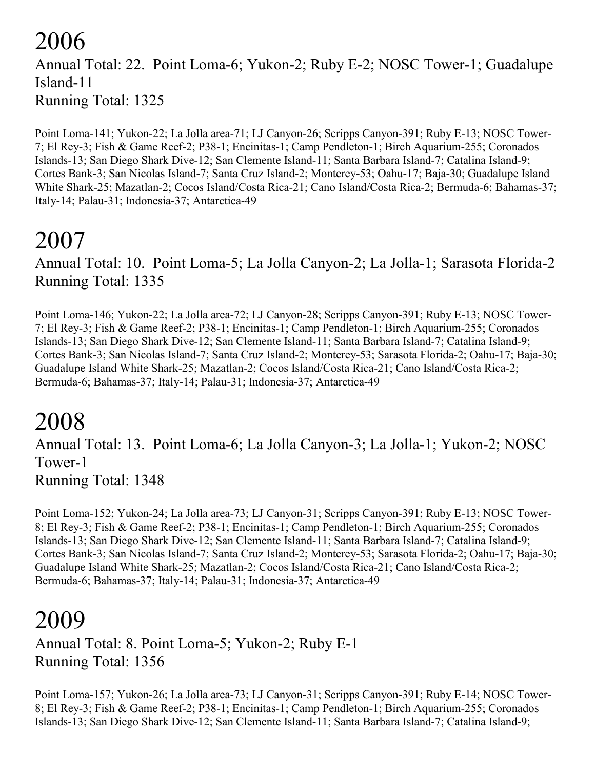# 2006

Annual Total: 22. Point Loma-6; Yukon-2; Ruby E-2; NOSC Tower-1; Guadalupe Island-11

Running Total: 1325

Point Loma-141; Yukon-22; La Jolla area-71; LJ Canyon-26; Scripps Canyon-391; Ruby E-13; NOSC Tower-7; El Rey-3; Fish & Game Reef-2; P38-1; Encinitas-1; Camp Pendleton-1; Birch Aquarium-255; Coronados Islands-13; San Diego Shark Dive-12; San Clemente Island-11; Santa Barbara Island-7; Catalina Island-9; Cortes Bank-3; San Nicolas Island-7; Santa Cruz Island-2; Monterey-53; Oahu-17; Baja-30; Guadalupe Island White Shark-25; Mazatlan-2; Cocos Island/Costa Rica-21; Cano Island/Costa Rica-2; Bermuda-6; Bahamas-37; Italy-14; Palau-31; Indonesia-37; Antarctica-49

# 2007

Annual Total: 10. Point Loma-5; La Jolla Canyon-2; La Jolla-1; Sarasota Florida-2

Running Total: 1335

Point Loma-146; Yukon-22; La Jolla area-72; LJ Canyon-28; Scripps Canyon-391; Ruby E-13; NOSC Tower-7; El Rey-3; Fish & Game Reef-2; P38-1; Encinitas-1; Camp Pendleton-1; Birch Aquarium-255; Coronados Islands-13; San Diego Shark Dive-12; San Clemente Island-11; Santa Barbara Island-7; Catalina Island-9; Cortes Bank-3; San Nicolas Island-7; Santa Cruz Island-2; Monterey-53; Sarasota Florida-2; Oahu-17; Baja-30; Guadalupe Island White Shark-25; Mazatlan-2; Cocos Island/Costa Rica-21; Cano Island/Costa Rica-2; Bermuda-6; Bahamas-37; Italy-14; Palau-31; Indonesia-37; Antarctica-49

# 2008

Annual Total: 13. Point Loma-6; La Jolla Canyon-3; La Jolla-1; Yukon-2; NOSC Tower-1

Running Total: 1348

Point Loma-152; Yukon-24; La Jolla area-73; LJ Canyon-31; Scripps Canyon-391; Ruby E-13; NOSC Tower-8; El Rey-3; Fish & Game Reef-2; P38-1; Encinitas-1; Camp Pendleton-1; Birch Aquarium-255; Coronados Islands-13; San Diego Shark Dive-12; San Clemente Island-11; Santa Barbara Island-7; Catalina Island-9; Cortes Bank-3; San Nicolas Island-7; Santa Cruz Island-2; Monterey-53; Sarasota Florida-2; Oahu-17; Baja-30; Guadalupe Island White Shark-25; Mazatlan-2; Cocos Island/Costa Rica-21; Cano Island/Costa Rica-2; Bermuda-6; Bahamas-37; Italy-14; Palau-31; Indonesia-37; Antarctica-49

# 2009

Annual Total: 8. Point Loma-5; Yukon-2; Ruby E-1

Running Total: 1356

Point Loma-157; Yukon-26; La Jolla area-73; LJ Canyon-31; Scripps Canyon-391; Ruby E-14; NOSC Tower-8; El Rey-3; Fish & Game Reef-2; P38-1; Encinitas-1; Camp Pendleton-1; Birch Aquarium-255; Coronados Islands-13; San Diego Shark Dive-12; San Clemente Island-11; Santa Barbara Island-7; Catalina Island-9;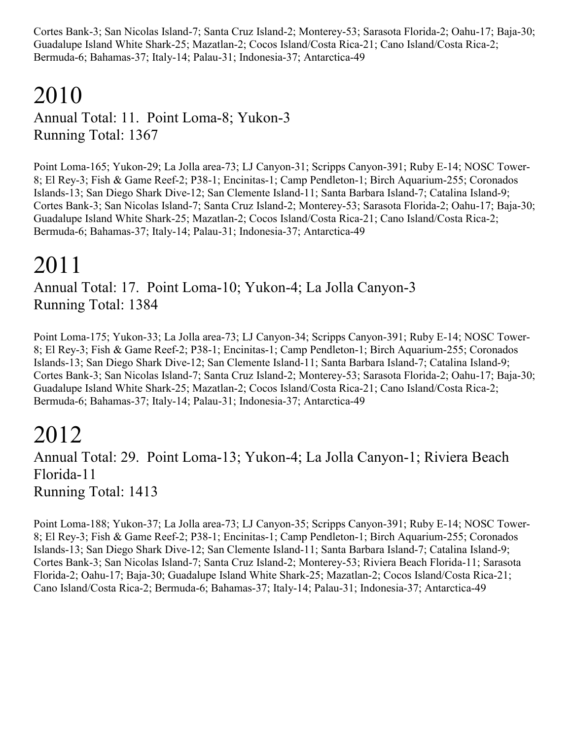Cortes Bank-3; San Nicolas Island-7; Santa Cruz Island-2; Monterey-53; Sarasota Florida-2; Oahu-17; Baja-30; Guadalupe Island White Shark-25; Mazatlan-2; Cocos Island/Costa Rica-21; Cano Island/Costa Rica-2; Bermuda-6; Bahamas-37; Italy-14; Palau-31; Indonesia-37; Antarctica-49

# 2010

Annual Total: 11. Point Loma-8; Yukon-3
Running Total: 1367

Point Loma-165; Yukon-29; La Jolla area-73; LJ Canyon-31; Scripps Canyon-391; Ruby E-14; NOSC Tower-8; El Rey-3; Fish & Game Reef-2; P38-1; Encinitas-1; Camp Pendleton-1; Birch Aquarium-255; Coronados Islands-13; San Diego Shark Dive-12; San Clemente Island-11; Santa Barbara Island-7; Catalina Island-9; Cortes Bank-3; San Nicolas Island-7; Santa Cruz Island-2; Monterey-53; Sarasota Florida-2; Oahu-17; Baja-30; Guadalupe Island White Shark-25; Mazatlan-2; Cocos Island/Costa Rica-21; Cano Island/Costa Rica-2; Bermuda-6; Bahamas-37; Italy-14; Palau-31; Indonesia-37; Antarctica-49

# 2011

Annual Total: 17. Point Loma-10; Yukon-4; La Jolla Canyon-3
Running Total: 1384

Point Loma-175; Yukon-33; La Jolla area-73; LJ Canyon-34; Scripps Canyon-391; Ruby E-14; NOSC Tower-8; El Rey-3; Fish & Game Reef-2; P38-1; Encinitas-1; Camp Pendleton-1; Birch Aquarium-255; Coronados Islands-13; San Diego Shark Dive-12; San Clemente Island-11; Santa Barbara Island-7; Catalina Island-9; Cortes Bank-3; San Nicolas Island-7; Santa Cruz Island-2; Monterey-53; Sarasota Florida-2; Oahu-17; Baja-30; Guadalupe Island White Shark-25; Mazatlan-2; Cocos Island/Costa Rica-21; Cano Island/Costa Rica-2; Bermuda-6; Bahamas-37; Italy-14; Palau-31; Indonesia-37; Antarctica-49

# 2012

Annual Total: 29. Point Loma-13; Yukon-4; La Jolla Canyon-1; Riviera Beach Florida-11
Running Total: 1413

Point Loma-188; Yukon-37; La Jolla area-73; LJ Canyon-35; Scripps Canyon-391; Ruby E-14; NOSC Tower-8; El Rey-3; Fish & Game Reef-2; P38-1; Encinitas-1; Camp Pendleton-1; Birch Aquarium-255; Coronados Islands-13; San Diego Shark Dive-12; San Clemente Island-11; Santa Barbara Island-7; Catalina Island-9; Cortes Bank-3; San Nicolas Island-7; Santa Cruz Island-2; Monterey-53; Riviera Beach Florida-11; Sarasota Florida-2; Oahu-17; Baja-30; Guadalupe Island White Shark-25; Mazatlan-2; Cocos Island/Costa Rica-21; Cano Island/Costa Rica-2; Bermuda-6; Bahamas-37; Italy-14; Palau-31; Indonesia-37; Antarctica-49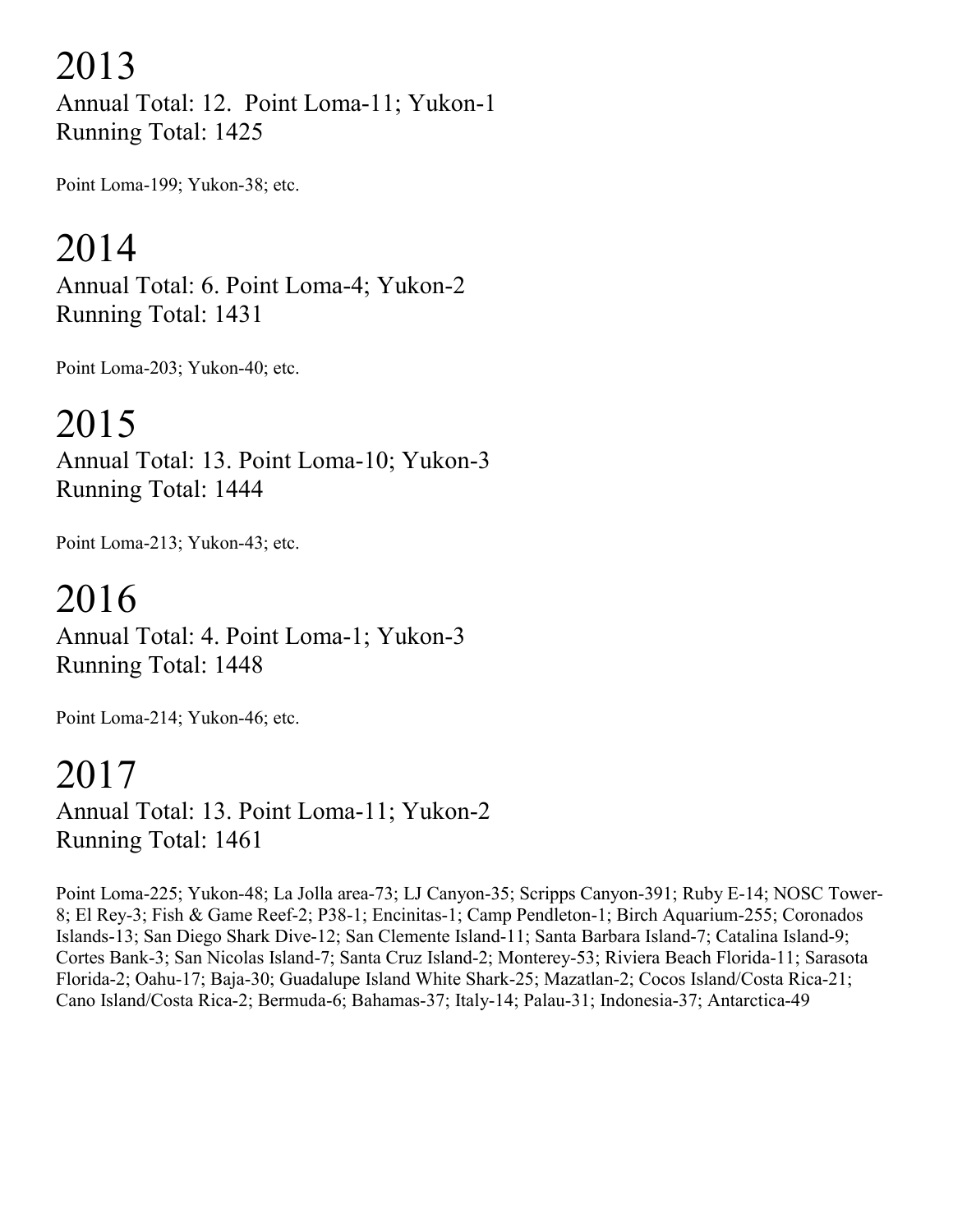# 2013

Annual Total: 12. Point Loma-11; Yukon-1
Running Total: 1425

Point Loma-199; Yukon-38; etc.

# 2014

Annual Total: 6. Point Loma-4; Yukon-2
Running Total: 1431

Point Loma-203; Yukon-40; etc.

# 2015

Annual Total: 13. Point Loma-10; Yukon-3
Running Total: 1444

Point Loma-213; Yukon-43; etc.

# 2016

Annual Total: 4. Point Loma-1; Yukon-3
Running Total: 1448

Point Loma-214; Yukon-46; etc.

# 2017

Annual Total: 13. Point Loma-11; Yukon-2
Running Total: 1461

Point Loma-225; Yukon-48; La Jolla area-73; LJ Canyon-35; Scripps Canyon-391; Ruby E-14; NOSC Tower-8; El Rey-3; Fish & Game Reef-2; P38-1; Encinitas-1; Camp Pendleton-1; Birch Aquarium-255; Coronados Islands-13; San Diego Shark Dive-12; San Clemente Island-11; Santa Barbara Island-7; Catalina Island-9; Cortes Bank-3; San Nicolas Island-7; Santa Cruz Island-2; Monterey-53; Riviera Beach Florida-11; Sarasota Florida-2; Oahu-17; Baja-30; Guadalupe Island White Shark-25; Mazatlan-2; Cocos Island/Costa Rica-21; Cano Island/Costa Rica-2; Bermuda-6; Bahamas-37; Italy-14; Palau-31; Indonesia-37; Antarctica-49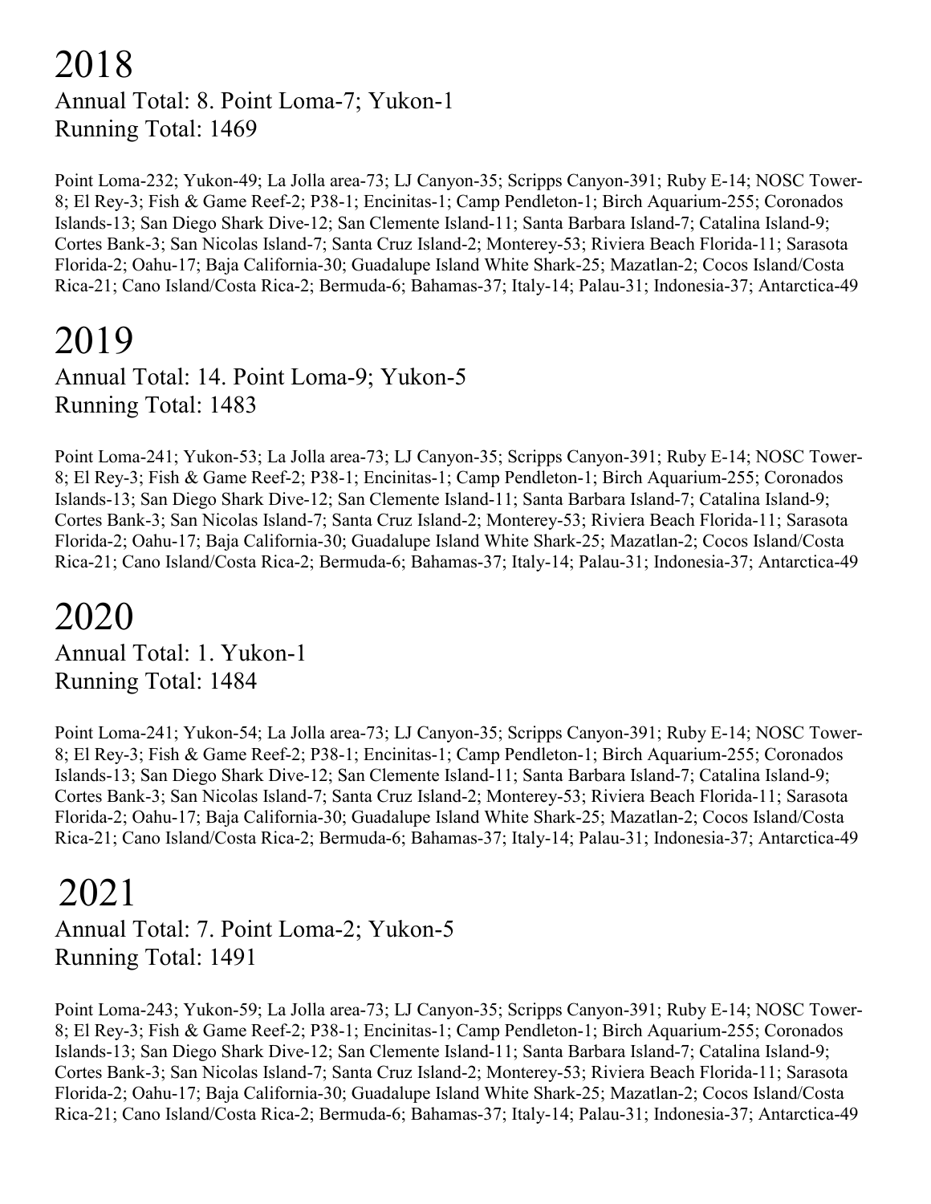# 2018

Annual Total: 8. Point Loma-7; Yukon-1
Running Total: 1469

Point Loma-232; Yukon-49; La Jolla area-73; LJ Canyon-35; Scripps Canyon-391; Ruby E-14; NOSC Tower-8; El Rey-3; Fish & Game Reef-2; P38-1; Encinitas-1; Camp Pendleton-1; Birch Aquarium-255; Coronados Islands-13; San Diego Shark Dive-12; San Clemente Island-11; Santa Barbara Island-7; Catalina Island-9; Cortes Bank-3; San Nicolas Island-7; Santa Cruz Island-2; Monterey-53; Riviera Beach Florida-11; Sarasota Florida-2; Oahu-17; Baja California-30; Guadalupe Island White Shark-25; Mazatlan-2; Cocos Island/Costa Rica-21; Cano Island/Costa Rica-2; Bermuda-6; Bahamas-37; Italy-14; Palau-31; Indonesia-37; Antarctica-49

# 2019

Annual Total: 14. Point Loma-9; Yukon-5
Running Total: 1483

Point Loma-241; Yukon-53; La Jolla area-73; LJ Canyon-35; Scripps Canyon-391; Ruby E-14; NOSC Tower-8; El Rey-3; Fish & Game Reef-2; P38-1; Encinitas-1; Camp Pendleton-1; Birch Aquarium-255; Coronados Islands-13; San Diego Shark Dive-12; San Clemente Island-11; Santa Barbara Island-7; Catalina Island-9; Cortes Bank-3; San Nicolas Island-7; Santa Cruz Island-2; Monterey-53; Riviera Beach Florida-11; Sarasota Florida-2; Oahu-17; Baja California-30; Guadalupe Island White Shark-25; Mazatlan-2; Cocos Island/Costa Rica-21; Cano Island/Costa Rica-2; Bermuda-6; Bahamas-37; Italy-14; Palau-31; Indonesia-37; Antarctica-49

# 2020

Annual Total: 1. Yukon-1
Running Total: 1484

Point Loma-241; Yukon-54; La Jolla area-73; LJ Canyon-35; Scripps Canyon-391; Ruby E-14; NOSC Tower-8; El Rey-3; Fish & Game Reef-2; P38-1; Encinitas-1; Camp Pendleton-1; Birch Aquarium-255; Coronados Islands-13; San Diego Shark Dive-12; San Clemente Island-11; Santa Barbara Island-7; Catalina Island-9; Cortes Bank-3; San Nicolas Island-7; Santa Cruz Island-2; Monterey-53; Riviera Beach Florida-11; Sarasota Florida-2; Oahu-17; Baja California-30; Guadalupe Island White Shark-25; Mazatlan-2; Cocos Island/Costa Rica-21; Cano Island/Costa Rica-2; Bermuda-6; Bahamas-37; Italy-14; Palau-31; Indonesia-37; Antarctica-49

# 2021

Annual Total: 7. Point Loma-2; Yukon-5
Running Total: 1491

Point Loma-243; Yukon-59; La Jolla area-73; LJ Canyon-35; Scripps Canyon-391; Ruby E-14; NOSC Tower-8; El Rey-3; Fish & Game Reef-2; P38-1; Encinitas-1; Camp Pendleton-1; Birch Aquarium-255; Coronados Islands-13; San Diego Shark Dive-12; San Clemente Island-11; Santa Barbara Island-7; Catalina Island-9; Cortes Bank-3; San Nicolas Island-7; Santa Cruz Island-2; Monterey-53; Riviera Beach Florida-11; Sarasota Florida-2; Oahu-17; Baja California-30; Guadalupe Island White Shark-25; Mazatlan-2; Cocos Island/Costa Rica-21; Cano Island/Costa Rica-2; Bermuda-6; Bahamas-37; Italy-14; Palau-31; Indonesia-37; Antarctica-49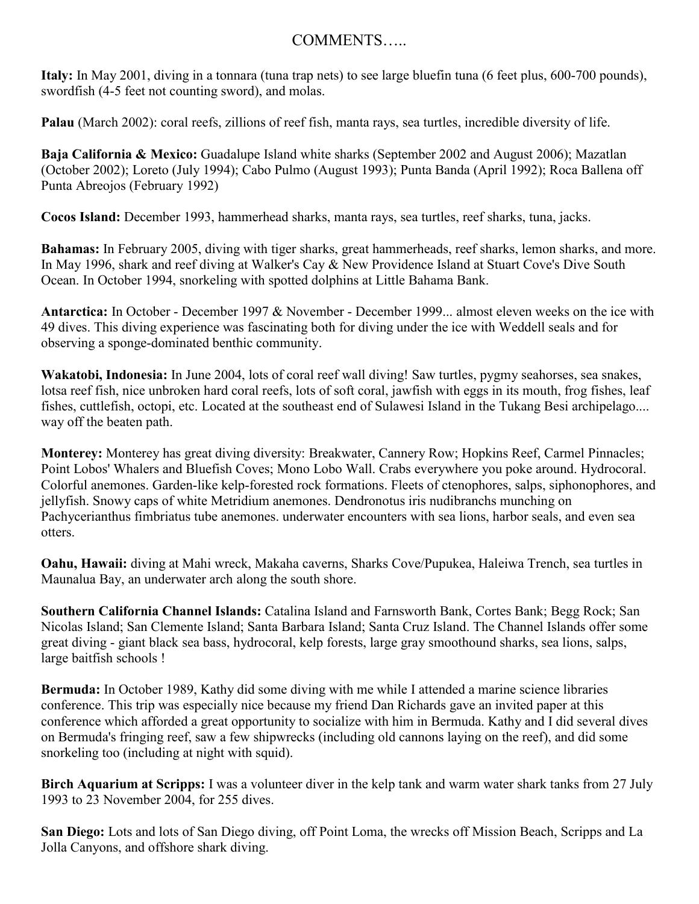# COMMENTS…..

**Italy:** In May 2001, diving in a tonnara (tuna trap nets) to see large bluefin tuna (6 feet plus, 600-700 pounds), swordfish (4-5 feet not counting sword), and molas.

**Palau** (March 2002): coral reefs, zillions of reef fish, manta rays, sea turtles, incredible diversity of life.

**Baja California & Mexico:** Guadalupe Island white sharks (September 2002 and August 2006); Mazatlan (October 2002); Loreto (July 1994); Cabo Pulmo (August 1993); Punta Banda (April 1992); Roca Ballena off Punta Abreojos (February 1992)

**Cocos Island:** December 1993, hammerhead sharks, manta rays, sea turtles, reef sharks, tuna, jacks.

**Bahamas:** In February 2005, diving with tiger sharks, great hammerheads, reef sharks, lemon sharks, and more. In May 1996, shark and reef diving at Walker's Cay & New Providence Island at Stuart Cove's Dive South Ocean. In October 1994, snorkeling with spotted dolphins at Little Bahama Bank.

**Antarctica:** In October - December 1997 & November - December 1999... almost eleven weeks on the ice with 49 dives. This diving experience was fascinating both for diving under the ice with Weddell seals and for observing a sponge-dominated benthic community.

**Wakatobi, Indonesia:** In June 2004, lots of coral reef wall diving! Saw turtles, pygmy seahorses, sea snakes, lotsa reef fish, nice unbroken hard coral reefs, lots of soft coral, jawfish with eggs in its mouth, frog fishes, leaf fishes, cuttlefish, octopi, etc. Located at the southeast end of Sulawesi Island in the Tukang Besi archipelago.... way off the beaten path.

**Monterey:** Monterey has great diving diversity: Breakwater, Cannery Row; Hopkins Reef, Carmel Pinnacles; Point Lobos' Whalers and Bluefish Coves; Mono Lobo Wall. Crabs everywhere you poke around. Hydrocoral. Colorful anemones. Garden-like kelp-forested rock formations. Fleets of ctenophores, salps, siphonophores, and jellyfish. Snowy caps of white Metridium anemones. Dendronotus iris nudibranchs munching on Pachycerianthus fimbriatus tube anemones. underwater encounters with sea lions, harbor seals, and even sea otters.

**Oahu, Hawaii:** diving at Mahi wreck, Makaha caverns, Sharks Cove/Pupukea, Haleiwa Trench, sea turtles in Maunalua Bay, an underwater arch along the south shore.

**Southern California Channel Islands:** Catalina Island and Farnsworth Bank, Cortes Bank; Begg Rock; San Nicolas Island; San Clemente Island; Santa Barbara Island; Santa Cruz Island. The Channel Islands offer some great diving - giant black sea bass, hydrocoral, kelp forests, large gray smoothound sharks, sea lions, salps, large baitfish schools !

**Bermuda:** In October 1989, Kathy did some diving with me while I attended a marine science libraries conference. This trip was especially nice because my friend Dan Richards gave an invited paper at this conference which afforded a great opportunity to socialize with him in Bermuda. Kathy and I did several dives on Bermuda's fringing reef, saw a few shipwrecks (including old cannons laying on the reef), and did some snorkeling too (including at night with squid).

**Birch Aquarium at Scripps:** I was a volunteer diver in the kelp tank and warm water shark tanks from 27 July 1993 to 23 November 2004, for 255 dives.

**San Diego:** Lots and lots of San Diego diving, off Point Loma, the wrecks off Mission Beach, Scripps and La Jolla Canyons, and offshore shark diving.